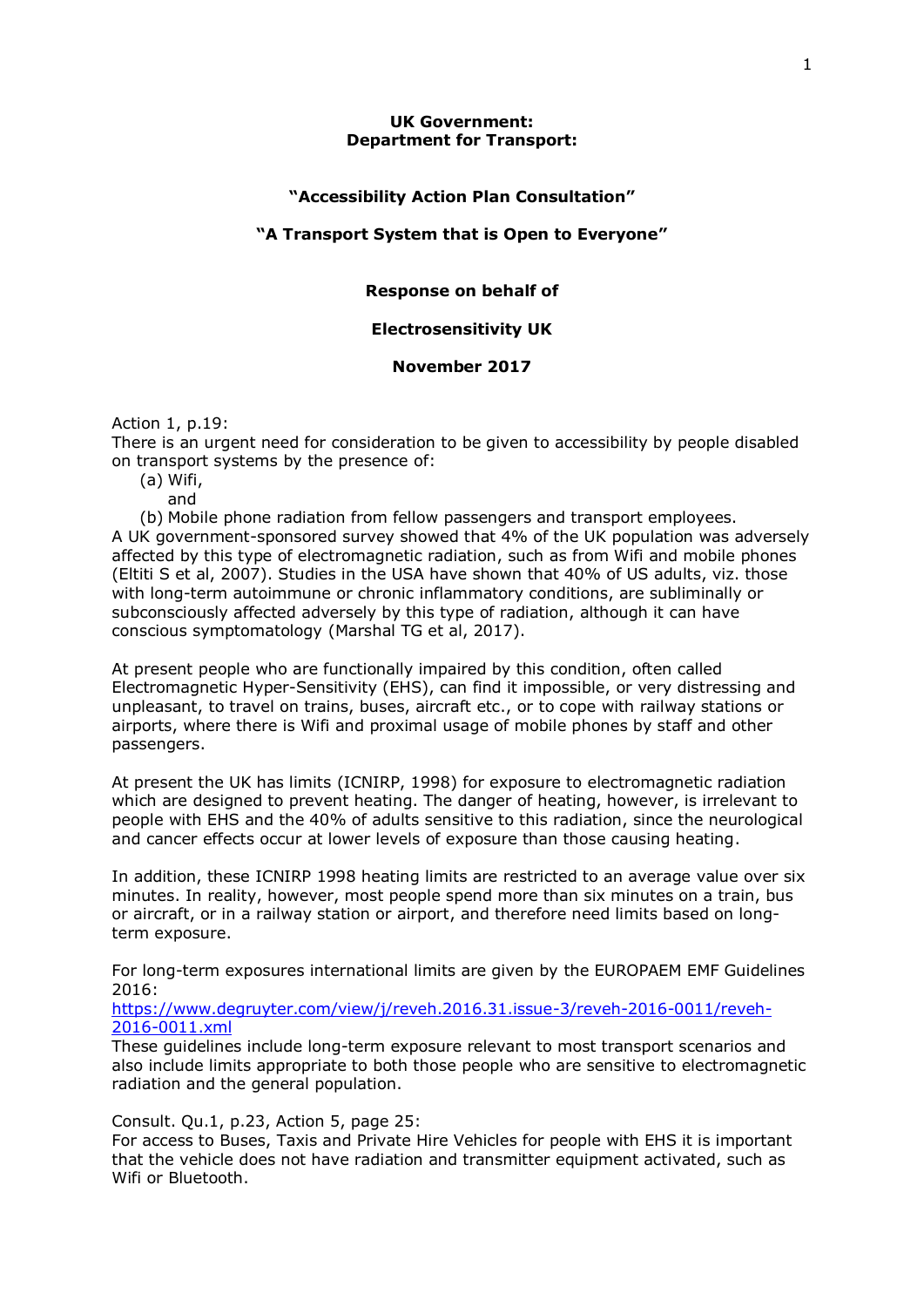**UK Government:**
**Department for Transport:**

**"Accessibility Action Plan Consultation"**

**"A Transport System that is Open to Everyone"**

**Response on behalf of**

**Electrosensitivity UK**

**November 2017**

Action 1, p.19:
There is an urgent need for consideration to be given to accessibility by people disabled on transport systems by the presence of:

(a) Wifi,
and
(b) Mobile phone radiation from fellow passengers and transport employees.

A UK government-sponsored survey showed that 4% of the UK population was adversely affected by this type of electromagnetic radiation, such as from Wifi and mobile phones (Eltiti S et al, 2007). Studies in the USA have shown that 40% of US adults, viz. those with long-term autoimmune or chronic inflammatory conditions, are subliminally or subconsciously affected adversely by this type of radiation, although it can have conscious symptomatology (Marshal TG et al, 2017).

At present people who are functionally impaired by this condition, often called Electromagnetic Hyper-Sensitivity (EHS), can find it impossible, or very distressing and unpleasant, to travel on trains, buses, aircraft etc., or to cope with railway stations or airports, where there is Wifi and proximal usage of mobile phones by staff and other passengers.

At present the UK has limits (ICNIRP, 1998) for exposure to electromagnetic radiation which are designed to prevent heating. The danger of heating, however, is irrelevant to people with EHS and the 40% of adults sensitive to this radiation, since the neurological and cancer effects occur at lower levels of exposure than those causing heating.

In addition, these ICNIRP 1998 heating limits are restricted to an average value over six minutes. In reality, however, most people spend more than six minutes on a train, bus or aircraft, or in a railway station or airport, and therefore need limits based on long-term exposure.

For long-term exposures international limits are given by the EUROPAEM EMF Guidelines 2016:
[https://www.degruyter.com/view/j/reveh.2016.31.issue-3/reveh-2016-0011/reveh-2016-0011.xml](https://www.degruyter.com/view/j/reveh.2016.31.issue-3/reveh-2016-0011/reveh-2016-0011.xml)
These guidelines include long-term exposure relevant to most transport scenarios and also include limits appropriate to both those people who are sensitive to electromagnetic radiation and the general population.

Consult. Qu.1, p.23, Action 5, page 25:
For access to Buses, Taxis and Private Hire Vehicles for people with EHS it is important that the vehicle does not have radiation and transmitter equipment activated, such as Wifi or Bluetooth.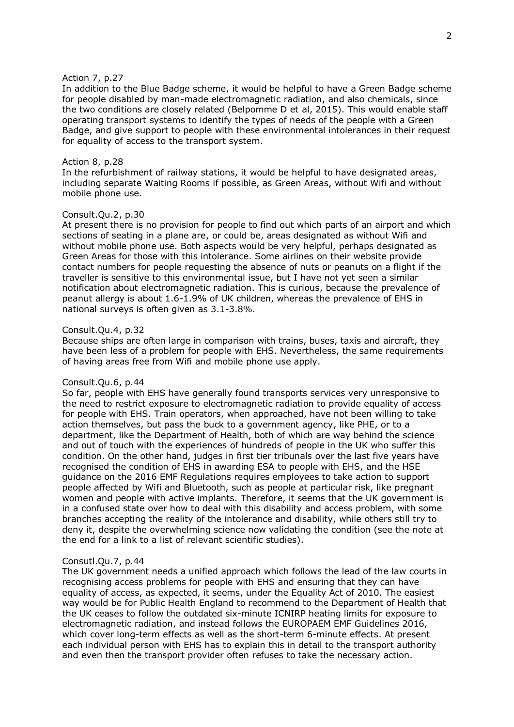Action 7, p.27

In addition to the Blue Badge scheme, it would be helpful to have a Green Badge scheme for people disabled by man-made electromagnetic radiation, and also chemicals, since the two conditions are closely related (Belpomme D et al, 2015). This would enable staff operating transport systems to identify the types of needs of the people with a Green Badge, and give support to people with these environmental intolerances in their request for equality of access to the transport system.

Action 8, p.28

In the refurbishment of railway stations, it would be helpful to have designated areas, including separate Waiting Rooms if possible, as Green Areas, without Wifi and without mobile phone use.

Consult.Qu.2, p.30

At present there is no provision for people to find out which parts of an airport and which sections of seating in a plane are, or could be, areas designated as without Wifi and without mobile phone use. Both aspects would be very helpful, perhaps designated as Green Areas for those with this intolerance. Some airlines on their website provide contact numbers for people requesting the absence of nuts or peanuts on a flight if the traveller is sensitive to this environmental issue, but I have not yet seen a similar notification about electromagnetic radiation. This is curious, because the prevalence of peanut allergy is about 1.6-1.9% of UK children, whereas the prevalence of EHS in national surveys is often given as 3.1-3.8%.

Consult.Qu.4, p.32

Because ships are often large in comparison with trains, buses, taxis and aircraft, they have been less of a problem for people with EHS. Nevertheless, the same requirements of having areas free from Wifi and mobile phone use apply.

Consult.Qu.6, p.44

So far, people with EHS have generally found transports services very unresponsive to the need to restrict exposure to electromagnetic radiation to provide equality of access for people with EHS. Train operators, when approached, have not been willing to take action themselves, but pass the buck to a government agency, like PHE, or to a department, like the Department of Health, both of which are way behind the science and out of touch with the experiences of hundreds of people in the UK who suffer this condition. On the other hand, judges in first tier tribunals over the last five years have recognised the condition of EHS in awarding ESA to people with EHS, and the HSE guidance on the 2016 EMF Regulations requires employees to take action to support people affected by Wifi and Bluetooth, such as people at particular risk, like pregnant women and people with active implants. Therefore, it seems that the UK government is in a confused state over how to deal with this disability and access problem, with some branches accepting the reality of the intolerance and disability, while others still try to deny it, despite the overwhelming science now validating the condition (see the note at the end for a link to a list of relevant scientific studies).

Consutl.Qu.7, p.44

The UK government needs a unified approach which follows the lead of the law courts in recognising access problems for people with EHS and ensuring that they can have equality of access, as expected, it seems, under the Equality Act of 2010. The easiest way would be for Public Health England to recommend to the Department of Health that the UK ceases to follow the outdated six-minute ICNIRP heating limits for exposure to electromagnetic radiation, and instead follows the EUROPAEM EMF Guidelines 2016, which cover long-term effects as well as the short-term 6-minute effects. At present each individual person with EHS has to explain this in detail to the transport authority and even then the transport provider often refuses to take the necessary action.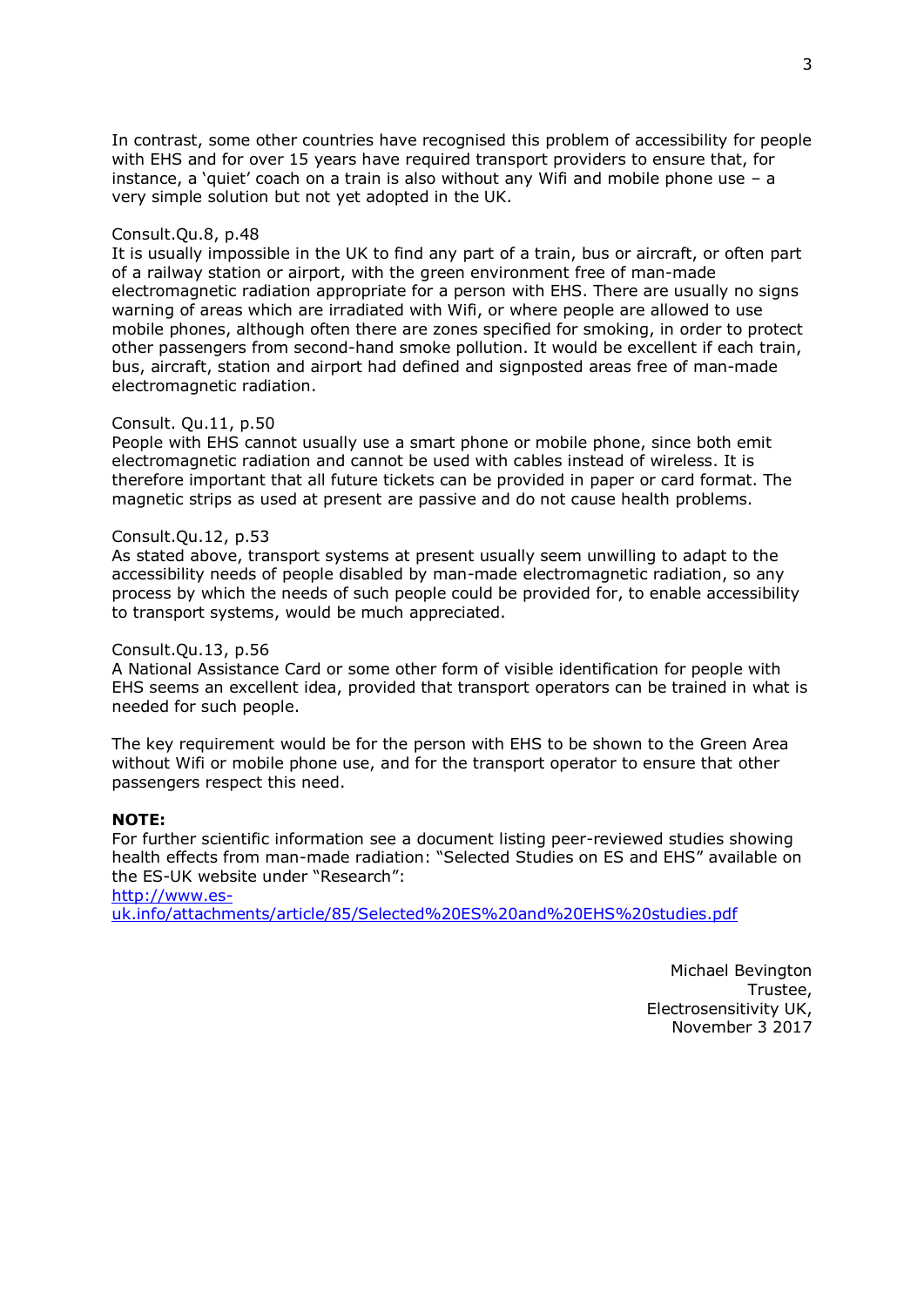In contrast, some other countries have recognised this problem of accessibility for people with EHS and for over 15 years have required transport providers to ensure that, for instance, a 'quiet' coach on a train is also without any Wifi and mobile phone use – a very simple solution but not yet adopted in the UK.

Consult.Qu.8, p.48

It is usually impossible in the UK to find any part of a train, bus or aircraft, or often part of a railway station or airport, with the green environment free of man-made electromagnetic radiation appropriate for a person with EHS. There are usually no signs warning of areas which are irradiated with Wifi, or where people are allowed to use mobile phones, although often there are zones specified for smoking, in order to protect other passengers from second-hand smoke pollution. It would be excellent if each train, bus, aircraft, station and airport had defined and signposted areas free of man-made electromagnetic radiation.

Consult. Qu.11, p.50

People with EHS cannot usually use a smart phone or mobile phone, since both emit electromagnetic radiation and cannot be used with cables instead of wireless. It is therefore important that all future tickets can be provided in paper or card format. The magnetic strips as used at present are passive and do not cause health problems.

Consult.Qu.12, p.53

As stated above, transport systems at present usually seem unwilling to adapt to the accessibility needs of people disabled by man-made electromagnetic radiation, so any process by which the needs of such people could be provided for, to enable accessibility to transport systems, would be much appreciated.

Consult.Qu.13, p.56

A National Assistance Card or some other form of visible identification for people with EHS seems an excellent idea, provided that transport operators can be trained in what is needed for such people.

The key requirement would be for the person with EHS to be shown to the Green Area without Wifi or mobile phone use, and for the transport operator to ensure that other passengers respect this need.

**NOTE:**

For further scientific information see a document listing peer-reviewed studies showing health effects from man-made radiation: "Selected Studies on ES and EHS" available on the ES-UK website under "Research":

[http://www.es-uk.info/attachments/article/85/Selected%20ES%20and%20EHS%20studies.pdf](http://www.es-uk.info/attachments/article/85/Selected%20ES%20and%20EHS%20studies.pdf)

Michael Bevington
Trustee,
Electrosensitivity UK,
November 3 2017